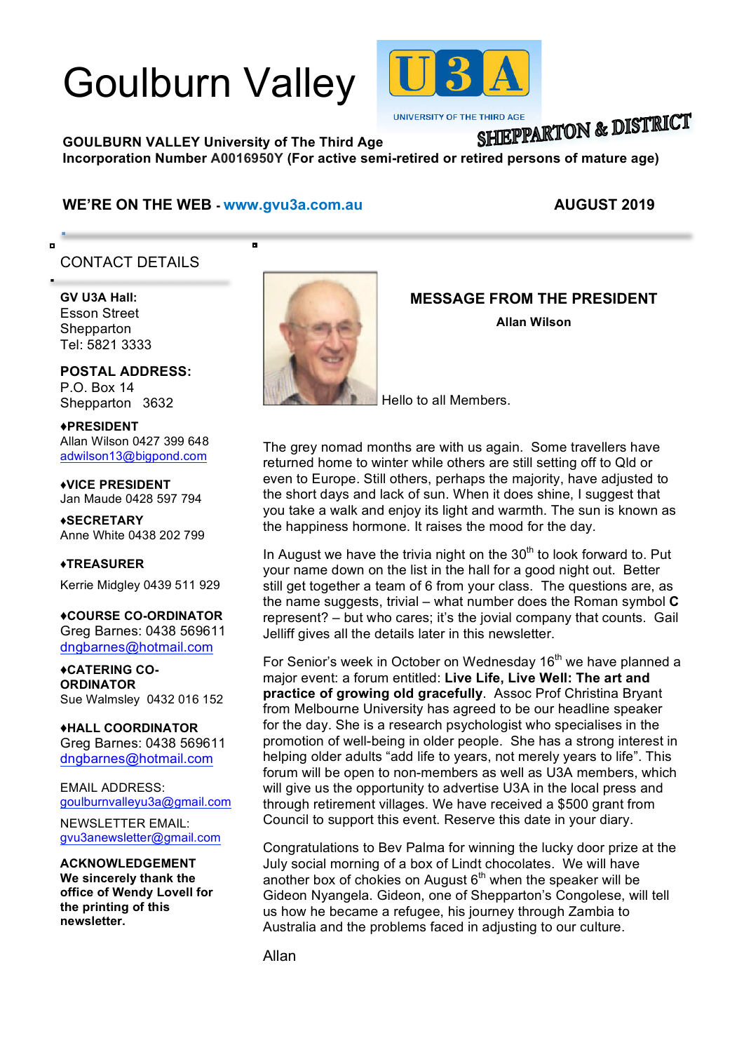# Goulburn Valley

U3A UNIVERSITY OF THE THIRD AGE

SHEPPARTON & DISTRICT

**GOULBURN VALLEY University of The Third Age**
**Incorporation Number A0016950Y (For active semi-retired or retired persons of mature age)**

**WE'RE ON THE WEB - www.gvu3a.com.au** **AUGUST 2019**

## CONTACT DETAILS

**GV U3A Hall:**
Esson Street
Shepparton
Tel: 5821 3333

**POSTAL ADDRESS:**
P.O. Box 14
Shepparton 3632

**♦PRESIDENT**
Allan Wilson 0427 399 648
adwilson13@bigpond.com

**♦VICE PRESIDENT**
Jan Maude 0428 597 794

**♦SECRETARY**
Anne White 0438 202 799

**♦TREASURER**
Kerrie Midgley 0439 511 929

**♦COURSE CO-ORDINATOR**
Greg Barnes: 0438 569611
dngbarnes@hotmail.com

**♦CATERING CO-ORDINATOR**
Sue Walmsley 0432 016 152

**♦HALL COORDINATOR**
Greg Barnes: 0438 569611
dngbarnes@hotmail.com

EMAIL ADDRESS:
goulburnvalleyu3a@gmail.com

NEWSLETTER EMAIL:
gvu3anewsletter@gmail.com

**ACKNOWLEDGEMENT**
**We sincerely thank the office of Wendy Lovell for the printing of this newsletter.**

## MESSAGE FROM THE PRESIDENT

**Allan Wilson**

Hello to all Members.

The grey nomad months are with us again. Some travellers have returned home to winter while others are still setting off to Qld or even to Europe. Still others, perhaps the majority, have adjusted to the short days and lack of sun. When it does shine, I suggest that you take a walk and enjoy its light and warmth. The sun is known as the happiness hormone. It raises the mood for the day.

In August we have the trivia night on the 30th to look forward to. Put your name down on the list in the hall for a good night out. Better still get together a team of 6 from your class. The questions are, as the name suggests, trivial – what number does the Roman symbol **C** represent? – but who cares; it's the jovial company that counts. Gail Jelliff gives all the details later in this newsletter.

For Senior's week in October on Wednesday 16th we have planned a major event: a forum entitled: **Live Life, Live Well: The art and practice of growing old gracefully**. Assoc Prof Christina Bryant from Melbourne University has agreed to be our headline speaker for the day. She is a research psychologist who specialises in the promotion of well-being in older people. She has a strong interest in helping older adults "add life to years, not merely years to life". This forum will be open to non-members as well as U3A members, which will give us the opportunity to advertise U3A in the local press and through retirement villages. We have received a $500 grant from Council to support this event. Reserve this date in your diary.

Congratulations to Bev Palma for winning the lucky door prize at the July social morning of a box of Lindt chocolates. We will have another box of chokies on August 6th when the speaker will be Gideon Nyangela. Gideon, one of Shepparton's Congolese, will tell us how he became a refugee, his journey through Zambia to Australia and the problems faced in adjusting to our culture.

Allan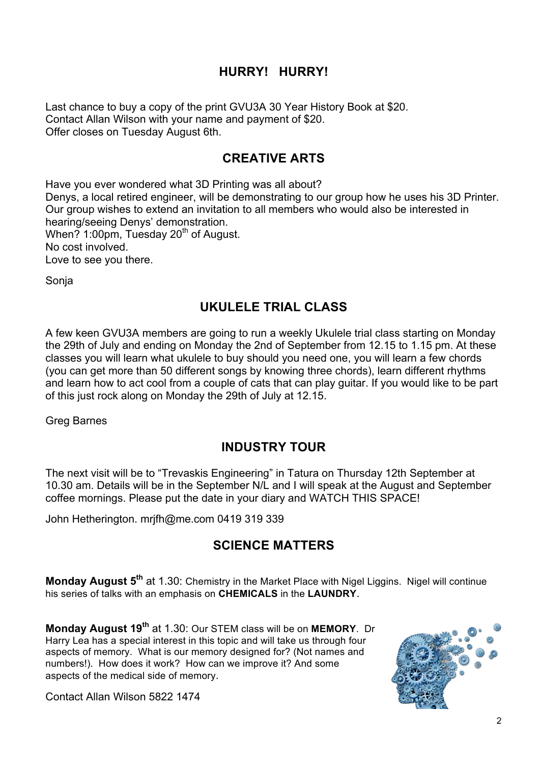## HURRY! HURRY!

Last chance to buy a copy of the print GVU3A 30 Year History Book at $20.
Contact Allan Wilson with your name and payment of $20.
Offer closes on Tuesday August 6th.

## CREATIVE ARTS

Have you ever wondered what 3D Printing was all about?
Denys, a local retired engineer, will be demonstrating to our group how he uses his 3D Printer. Our group wishes to extend an invitation to all members who would also be interested in hearing/seeing Denys' demonstration.
When? 1:00pm, Tuesday 20th of August.
No cost involved.
Love to see you there.

Sonja

## UKULELE TRIAL CLASS

A few keen GVU3A members are going to run a weekly Ukulele trial class starting on Monday the 29th of July and ending on Monday the 2nd of September from 12.15 to 1.15 pm. At these classes you will learn what ukulele to buy should you need one, you will learn a few chords (you can get more than 50 different songs by knowing three chords), learn different rhythms and learn how to act cool from a couple of cats that can play guitar. If you would like to be part of this just rock along on Monday the 29th of July at 12.15.

Greg Barnes

## INDUSTRY TOUR

The next visit will be to "Trevaskis Engineering" in Tatura on Thursday 12th September at 10.30 am. Details will be in the September N/L and I will speak at the August and September coffee mornings. Please put the date in your diary and WATCH THIS SPACE!

John Hetherington. mrjfh@me.com 0419 319 339

## SCIENCE MATTERS

**Monday August 5th** at 1.30: Chemistry in the Market Place with Nigel Liggins. Nigel will continue his series of talks with an emphasis on **CHEMICALS** in the **LAUNDRY**.

**Monday August 19th** at 1.30: Our STEM class will be on **MEMORY**. Dr Harry Lea has a special interest in this topic and will take us through four aspects of memory. What is our memory designed for? (Not names and numbers!). How does it work? How can we improve it? And some aspects of the medical side of memory.

Contact Allan Wilson 5822 1474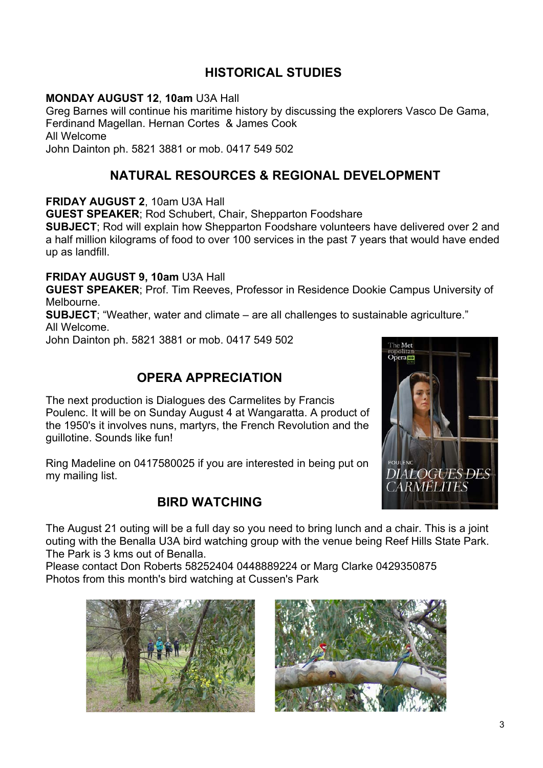## HISTORICAL STUDIES

**MONDAY AUGUST 12**, **10am** U3A Hall
Greg Barnes will continue his maritime history by discussing the explorers Vasco De Gama, Ferdinand Magellan. Hernan Cortes & James Cook
All Welcome
John Dainton ph. 5821 3881 or mob. 0417 549 502

## NATURAL RESOURCES & REGIONAL DEVELOPMENT

**FRIDAY AUGUST 2**, 10am U3A Hall
**GUEST SPEAKER**; Rod Schubert, Chair, Shepparton Foodshare
**SUBJECT**; Rod will explain how Shepparton Foodshare volunteers have delivered over 2 and a half million kilograms of food to over 100 services in the past 7 years that would have ended up as landfill.

**FRIDAY AUGUST 9, 10am** U3A Hall
**GUEST SPEAKER**; Prof. Tim Reeves, Professor in Residence Dookie Campus University of Melbourne.
**SUBJECT**; "Weather, water and climate – are all challenges to sustainable agriculture."
All Welcome.
John Dainton ph. 5821 3881 or mob. 0417 549 502

## OPERA APPRECIATION

The next production is Dialogues des Carmelites by Francis Poulenc. It will be on Sunday August 4 at Wangaratta. A product of the 1950's it involves nuns, martyrs, the French Revolution and the guillotine. Sounds like fun!

Ring Madeline on 0417580025 if you are interested in being put on my mailing list.

## BIRD WATCHING

The August 21 outing will be a full day so you need to bring lunch and a chair. This is a joint outing with the Benalla U3A bird watching group with the venue being Reef Hills State Park. The Park is 3 kms out of Benalla.
Please contact Don Roberts 58252404 0448889224 or Marg Clarke 0429350875
Photos from this month's bird watching at Cussen's Park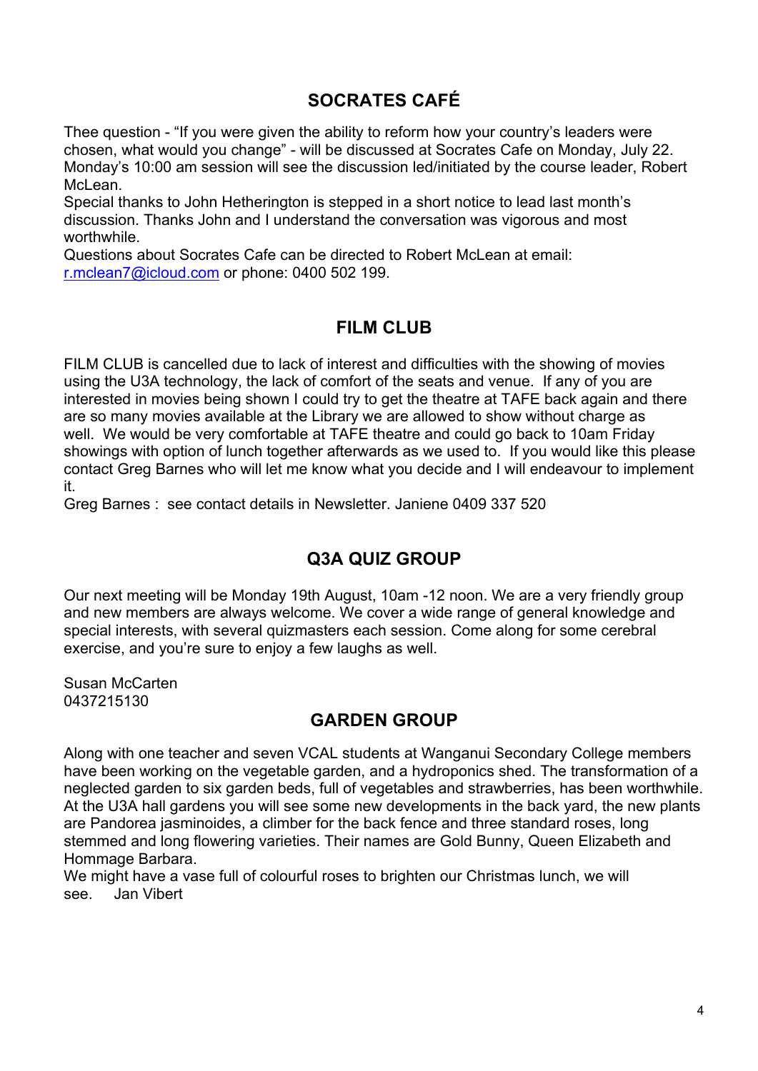## SOCRATES CAFÉ

Thee question - “If you were given the ability to reform how your country’s leaders were chosen, what would you change” - will be discussed at Socrates Cafe on Monday, July 22. Monday’s 10:00 am session will see the discussion led/initiated by the course leader, Robert McLean.
Special thanks to John Hetherington is stepped in a short notice to lead last month’s discussion. Thanks John and I understand the conversation was vigorous and most worthwhile.
Questions about Socrates Cafe can be directed to Robert McLean at email: r.mclean7@icloud.com or phone: 0400 502 199.

## FILM CLUB

FILM CLUB is cancelled due to lack of interest and difficulties with the showing of movies using the U3A technology, the lack of comfort of the seats and venue. If any of you are interested in movies being shown I could try to get the theatre at TAFE back again and there are so many movies available at the Library we are allowed to show without charge as well. We would be very comfortable at TAFE theatre and could go back to 10am Friday showings with option of lunch together afterwards as we used to. If you would like this please contact Greg Barnes who will let me know what you decide and I will endeavour to implement it.
Greg Barnes : see contact details in Newsletter. Janiene 0409 337 520

## Q3A QUIZ GROUP

Our next meeting will be Monday 19th August, 10am -12 noon. We are a very friendly group and new members are always welcome. We cover a wide range of general knowledge and special interests, with several quizmasters each session. Come along for some cerebral exercise, and you’re sure to enjoy a few laughs as well.

Susan McCarten
0437215130

## GARDEN GROUP

Along with one teacher and seven VCAL students at Wanganui Secondary College members have been working on the vegetable garden, and a hydroponics shed. The transformation of a neglected garden to six garden beds, full of vegetables and strawberries, has been worthwhile. At the U3A hall gardens you will see some new developments in the back yard, the new plants are Pandorea jasminoides, a climber for the back fence and three standard roses, long stemmed and long flowering varieties. Their names are Gold Bunny, Queen Elizabeth and Hommage Barbara.
We might have a vase full of colourful roses to brighten our Christmas lunch, we will see. Jan Vibert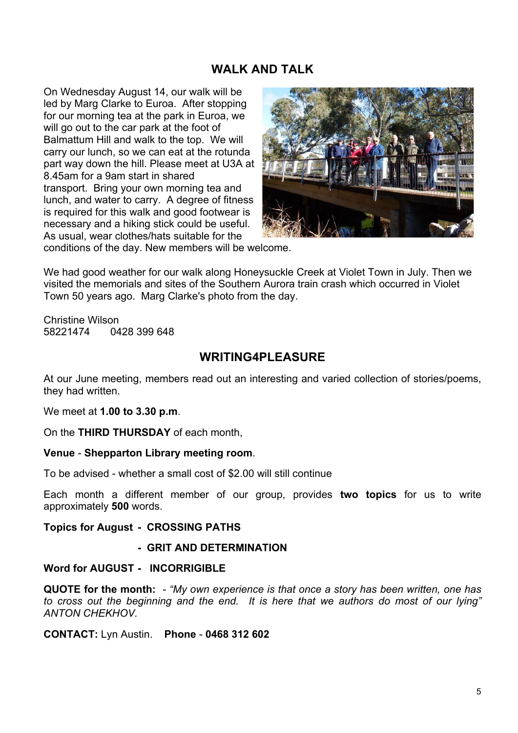## WALK AND TALK

On Wednesday August 14, our walk will be led by Marg Clarke to Euroa. After stopping for our morning tea at the park in Euroa, we will go out to the car park at the foot of Balmattum Hill and walk to the top. We will carry our lunch, so we can eat at the rotunda part way down the hill. Please meet at U3A at 8.45am for a 9am start in shared transport. Bring your own morning tea and lunch, and water to carry. A degree of fitness is required for this walk and good footwear is necessary and a hiking stick could be useful. As usual, wear clothes/hats suitable for the conditions of the day. New members will be welcome.

We had good weather for our walk along Honeysuckle Creek at Violet Town in July. Then we visited the memorials and sites of the Southern Aurora train crash which occurred in Violet Town 50 years ago. Marg Clarke's photo from the day.

Christine Wilson
58221474 0428 399 648

## WRITING4PLEASURE

At our June meeting, members read out an interesting and varied collection of stories/poems, they had written.

We meet at **1.00 to 3.30 p.m**.

On the **THIRD THURSDAY** of each month,

**Venue** - **Shepparton Library meeting room**.

To be advised - whether a small cost of $2.00 will still continue

Each month a different member of our group, provides **two topics** for us to write approximately **500** words.

**Topics for August - CROSSING PATHS**

**- GRIT AND DETERMINATION**

**Word for AUGUST - INCORRIGIBLE**

**QUOTE for the month:** - *"My own experience is that once a story has been written, one has to cross out the beginning and the end. It is here that we authors do most of our lying" ANTON CHEKHOV.*

**CONTACT:** Lyn Austin. **Phone** - **0468 312 602**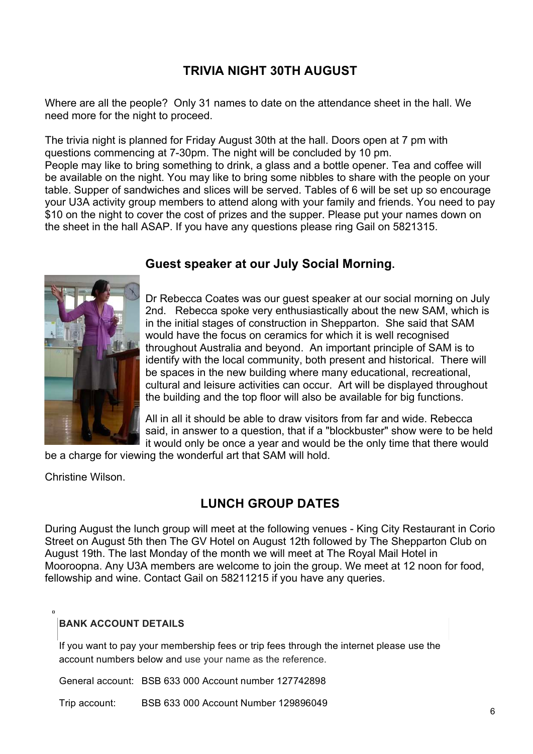## TRIVIA NIGHT 30TH AUGUST

Where are all the people? Only 31 names to date on the attendance sheet in the hall. We need more for the night to proceed.

The trivia night is planned for Friday August 30th at the hall. Doors open at 7 pm with questions commencing at 7-30pm. The night will be concluded by 10 pm.
People may like to bring something to drink, a glass and a bottle opener. Tea and coffee will be available on the night. You may like to bring some nibbles to share with the people on your table. Supper of sandwiches and slices will be served. Tables of 6 will be set up so encourage your U3A activity group members to attend along with your family and friends. You need to pay $10 on the night to cover the cost of prizes and the supper. Please put your names down on the sheet in the hall ASAP. If you have any questions please ring Gail on 5821315.

### Guest speaker at our July Social Morning.

Dr Rebecca Coates was our guest speaker at our social morning on July 2nd. Rebecca spoke very enthusiastically about the new SAM, which is in the initial stages of construction in Shepparton. She said that SAM would have the focus on ceramics for which it is well recognised throughout Australia and beyond. An important principle of SAM is to identify with the local community, both present and historical. There will be spaces in the new building where many educational, recreational, cultural and leisure activities can occur. Art will be displayed throughout the building and the top floor will also be available for big functions.

All in all it should be able to draw visitors from far and wide. Rebecca said, in answer to a question, that if a "blockbuster" show were to be held it would only be once a year and would be the only time that there would be a charge for viewing the wonderful art that SAM will hold.

Christine Wilson.

## LUNCH GROUP DATES

During August the lunch group will meet at the following venues - King City Restaurant in Corio Street on August 5th then The GV Hotel on August 12th followed by The Shepparton Club on August 19th. The last Monday of the month we will meet at The Royal Mail Hotel in Mooroopna. Any U3A members are welcome to join the group. We meet at 12 noon for food, fellowship and wine. Contact Gail on 58211215 if you have any queries.

**BANK ACCOUNT DETAILS**

If you want to pay your membership fees or trip fees through the internet please use the account numbers below and use your name as the reference.

General account: BSB 633 000 Account number 127742898

Trip account: BSB 633 000 Account Number 129896049